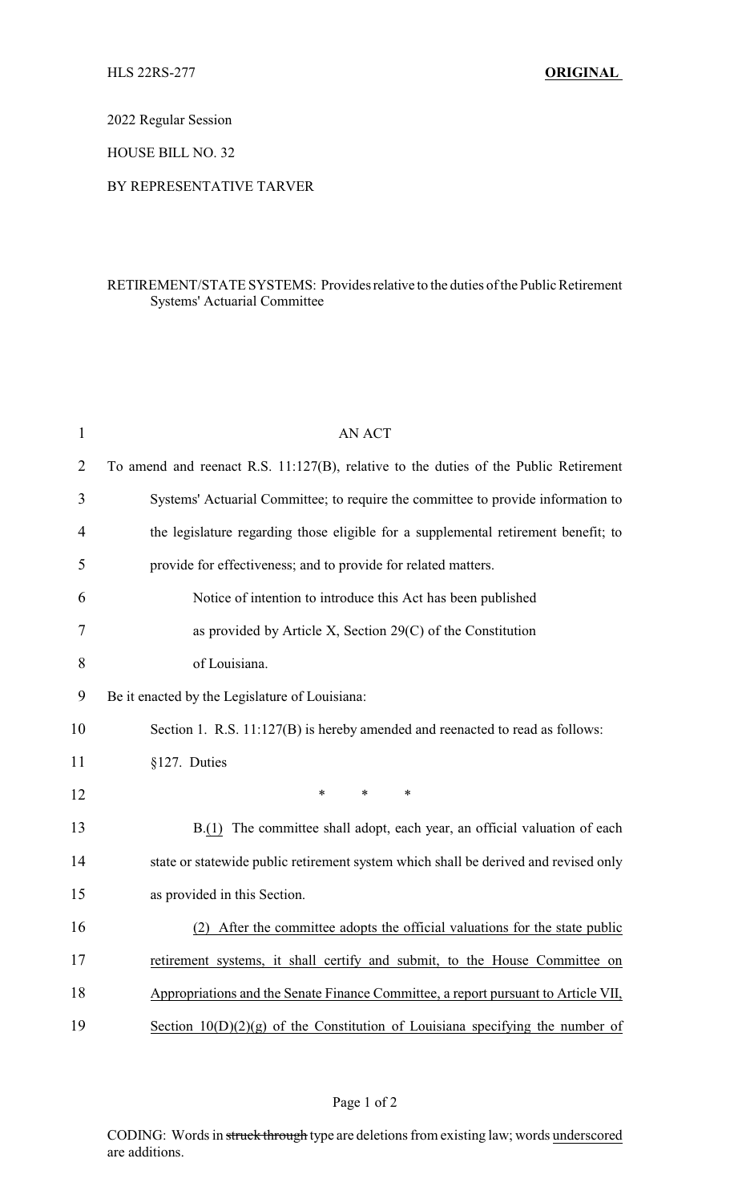HLS 22RS-277 **ORIGINAL**

2022 Regular Session

HOUSE BILL NO. 32

BY REPRESENTATIVE TARVER

RETIREMENT/STATE SYSTEMS: Provides relative to the duties of the Public Retirement Systems' Actuarial Committee

AN ACT

To amend and reenact R.S. 11:127(B), relative to the duties of the Public Retirement Systems' Actuarial Committee; to require the committee to provide information to the legislature regarding those eligible for a supplemental retirement benefit; to provide for effectiveness; and to provide for related matters.

Notice of intention to introduce this Act has been published as provided by Article X, Section 29(C) of the Constitution of Louisiana.

Be it enacted by the Legislature of Louisiana:

Section 1. R.S. 11:127(B) is hereby amended and reenacted to read as follows:

§127. Duties

\* \* \*

B.<u>(1)</u> The committee shall adopt, each year, an official valuation of each state or statewide public retirement system which shall be derived and revised only as provided in this Section.

<u>(2) After the committee adopts the official valuations for the state public retirement systems, it shall certify and submit, to the House Committee on Appropriations and the Senate Finance Committee, a report pursuant to Article VII, Section 10(D)(2)(g) of the Constitution of Louisiana specifying the number of</u>

CODING: Words in ~~struck through~~ type are deletions from existing law; words <u>underscored</u> are additions.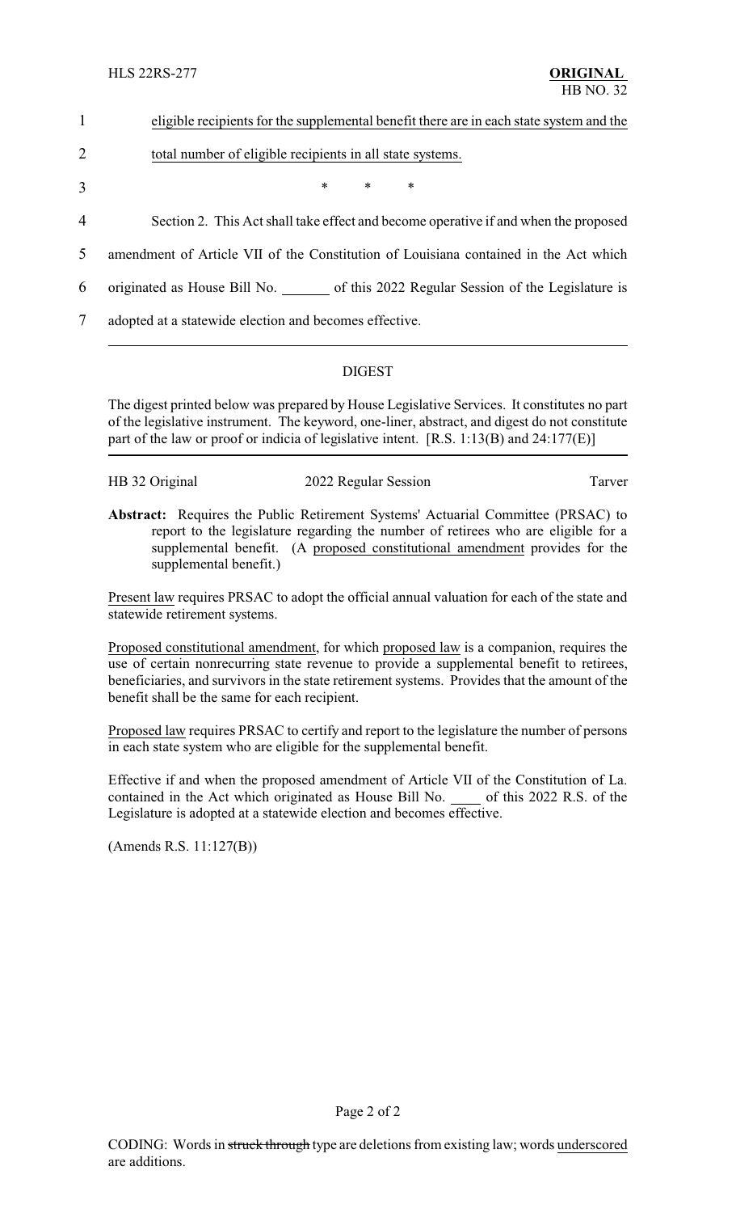1 eligible recipients for the supplemental benefit there are in each state system and the

2 total number of eligible recipients in all state systems.

3 * * *

4 Section 2. This Act shall take effect and become operative if and when the proposed

5 amendment of Article VII of the Constitution of Louisiana contained in the Act which

6 originated as House Bill No. _______ of this 2022 Regular Session of the Legislature is

7 adopted at a statewide election and becomes effective.

---

## DIGEST

The digest printed below was prepared by House Legislative Services. It constitutes no part of the legislative instrument. The keyword, one-liner, abstract, and digest do not constitute part of the law or proof or indicia of legislative intent. [R.S. 1:13(B) and 24:177(E)]

---

HB 32 Original 2022 Regular Session Tarver

**Abstract:** Requires the Public Retirement Systems' Actuarial Committee (PRSAC) to report to the legislature regarding the number of retirees who are eligible for a supplemental benefit. (A proposed constitutional amendment provides for the supplemental benefit.)

Present law requires PRSAC to adopt the official annual valuation for each of the state and statewide retirement systems.

Proposed constitutional amendment, for which proposed law is a companion, requires the use of certain nonrecurring state revenue to provide a supplemental benefit to retirees, beneficiaries, and survivors in the state retirement systems. Provides that the amount of the benefit shall be the same for each recipient.

Proposed law requires PRSAC to certify and report to the legislature the number of persons in each state system who are eligible for the supplemental benefit.

Effective if and when the proposed amendment of Article VII of the Constitution of La. contained in the Act which originated as House Bill No. ____ of this 2022 R.S. of the Legislature is adopted at a statewide election and becomes effective.

(Amends R.S. 11:127(B))

CODING: Words in struck through type are deletions from existing law; words underscored are additions.